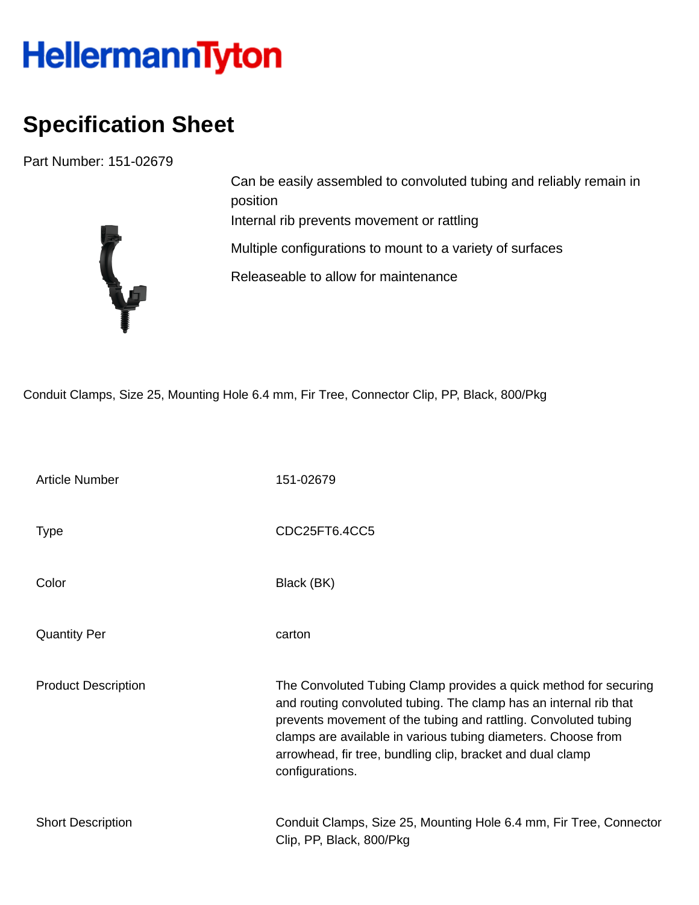HellermannTyton

# Specification Sheet

Part Number: 151-02679

Can be easily assembled to convoluted tubing and reliably remain in position

Internal rib prevents movement or rattling

Multiple configurations to mount to a variety of surfaces

Releaseable to allow for maintenance

Conduit Clamps, Size 25, Mounting Hole 6.4 mm, Fir Tree, Connector Clip, PP, Black, 800/Pkg

| | |
|---|---|
| Article Number | 151-02679 |
| Type | CDC25FT6.4CC5 |
| Color | Black (BK) |
| Quantity Per | carton |
| Product Description | The Convoluted Tubing Clamp provides a quick method for securing and routing convoluted tubing. The clamp has an internal rib that prevents movement of the tubing and rattling. Convoluted tubing clamps are available in various tubing diameters. Choose from arrowhead, fir tree, bundling clip, bracket and dual clamp configurations. |
| Short Description | Conduit Clamps, Size 25, Mounting Hole 6.4 mm, Fir Tree, Connector Clip, PP, Black, 800/Pkg |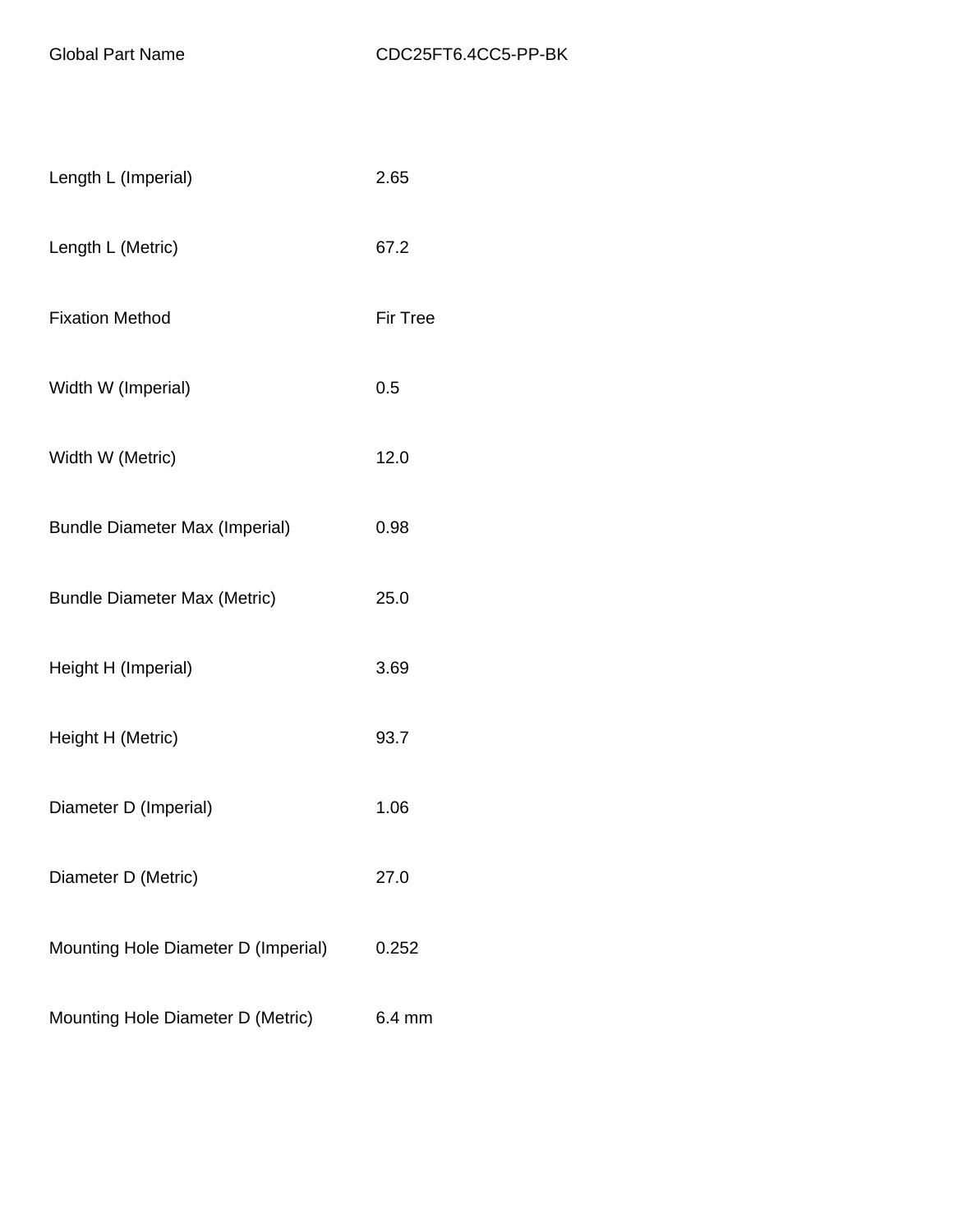| Global Part Name | CDC25FT6.4CC5-PP-BK |
|---|---|
| Length L (Imperial) | 2.65 |
| Length L (Metric) | 67.2 |
| Fixation Method | Fir Tree |
| Width W (Imperial) | 0.5 |
| Width W (Metric) | 12.0 |
| Bundle Diameter Max (Imperial) | 0.98 |
| Bundle Diameter Max (Metric) | 25.0 |
| Height H (Imperial) | 3.69 |
| Height H (Metric) | 93.7 |
| Diameter D (Imperial) | 1.06 |
| Diameter D (Metric) | 27.0 |
| Mounting Hole Diameter D (Imperial) | 0.252 |
| Mounting Hole Diameter D (Metric) | 6.4 mm |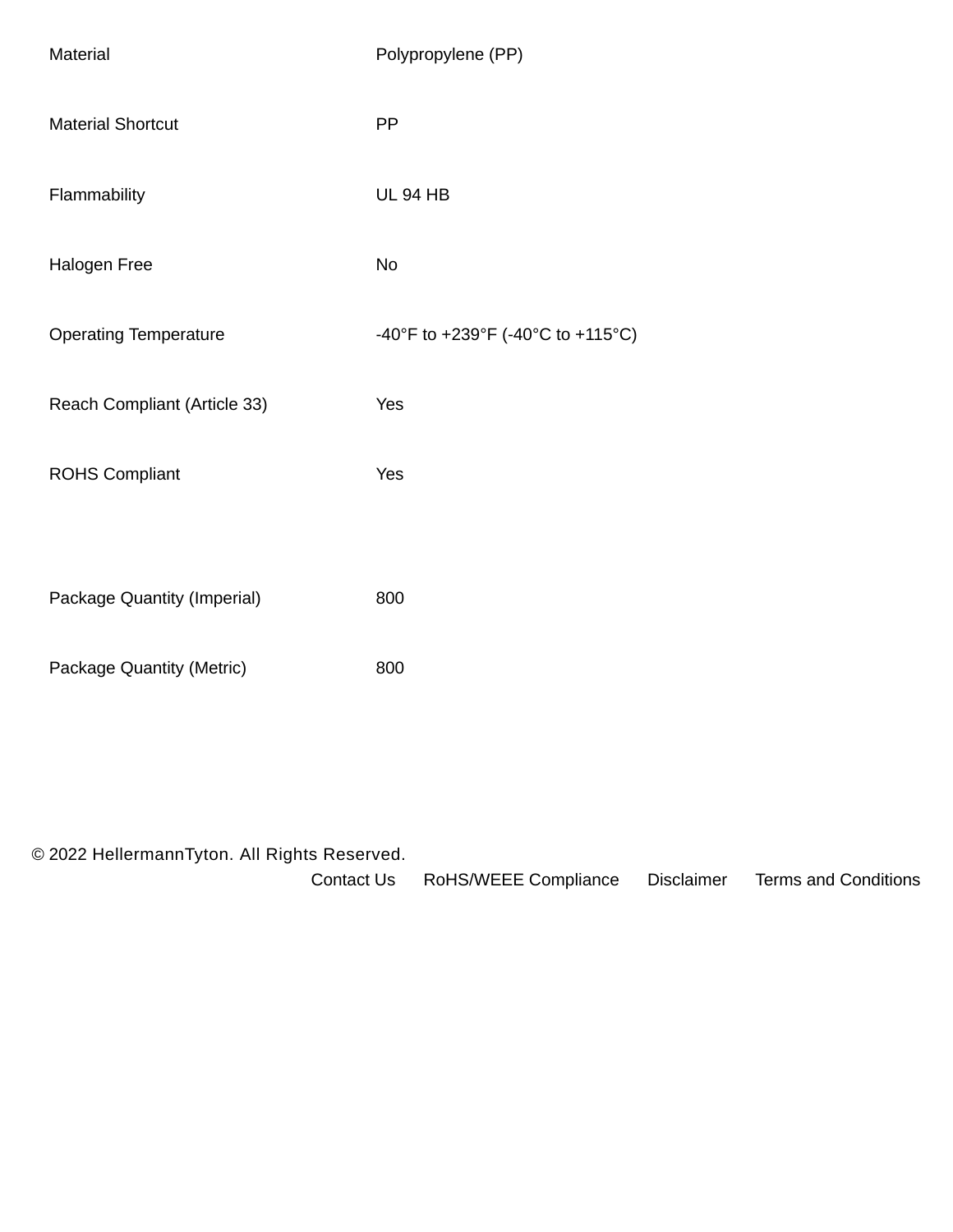| | |
|---|---|
| Material | Polypropylene (PP) |
| Material Shortcut | PP |
| Flammability | UL 94 HB |
| Halogen Free | No |
| Operating Temperature | -40°F to +239°F (-40°C to +115°C) |
| Reach Compliant (Article 33) | Yes |
| ROHS Compliant | Yes |

| | |
|---|---|
| Package Quantity (Imperial) | 800 |
| Package Quantity (Metric) | 800 |

© 2022 HellermannTyton. All Rights Reserved.

Contact Us RoHS/WEEE Compliance Disclaimer Terms and Conditions